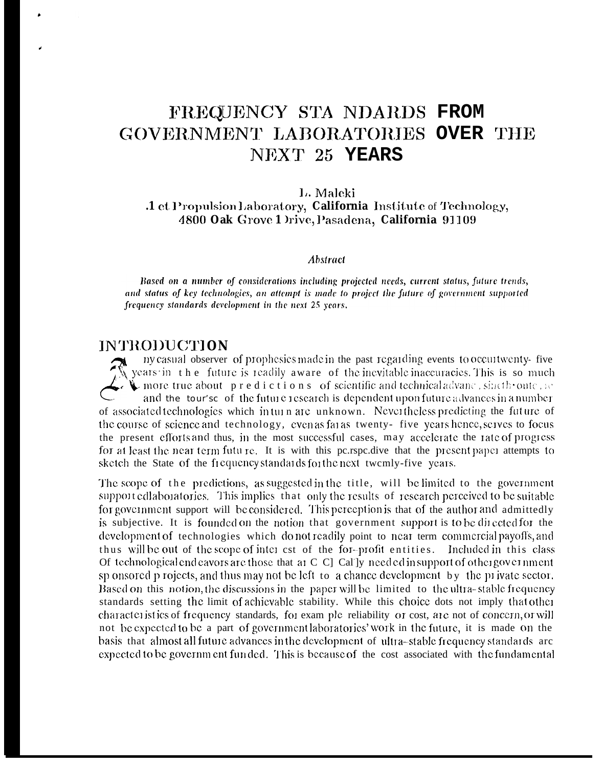# FREQUENCY STANDARDS FROM GOVERNMENT LABORATORIES OVER THE NEXT 25 YEARS

L. Maleki
Jet Propulsion Laboratory, California Institute of Technology,
4800 Oak Grove Drive, Pasadena, California 91109

### Abstract

*Based on a number of considerations including projected needs, current status, future trends, and status of key technologies, an attempt is made to project the future of government supported frequency standards development in the next 25 years.*

## INTRODUCTION

Any casual observer of prophesies made in the past regarding events to occur twenty-five years in the future is readily aware of the inevitable inaccuracies. This is so much more true about predictions of scientific and technical advance, since the outcome and the course of the future research is dependent upon future advances in a number of associated technologies which in turn are unknown. Nevertheless predicting the future of the course of science and technology, even as far as twenty-five years hence, serves to focus the present efforts and thus, in the most successful cases, may accelerate the rate of progress for at least the near term future. It is with this perspective that the present paper attempts to sketch the State of the frequency standards for the next twenty-five years.

The scope of the predictions, as suggested in the title, will be limited to the government supported laboratories. This implies that only the results of research perceived to be suitable for government support will be considered. This perception is that of the author and admittedly is subjective. It is founded on the notion that government support is to be directed for the development of technologies which do not readily point to near term commercial payoffs, and thus will be out of the scope of interest of the for-profit entities. Included in this class Of technological endeavors are those that are C C] Cal']y needed in support of other government sponsored projects, and thus may not be left to a chance development by the private sector. Based on this notion, the discussions in the paper will be limited to the ultra-stable frequency standards setting the limit of achievable stability. While this choice does not imply that other characteristics of frequency standards, for example reliability or cost, are not of concern, or will not be expected to be a part of government laboratories' work in the future, it is made on the basis that almost all future advances in the development of ultra-stable frequency standards are expected to be government funded. This is because of the cost associated with the fundamental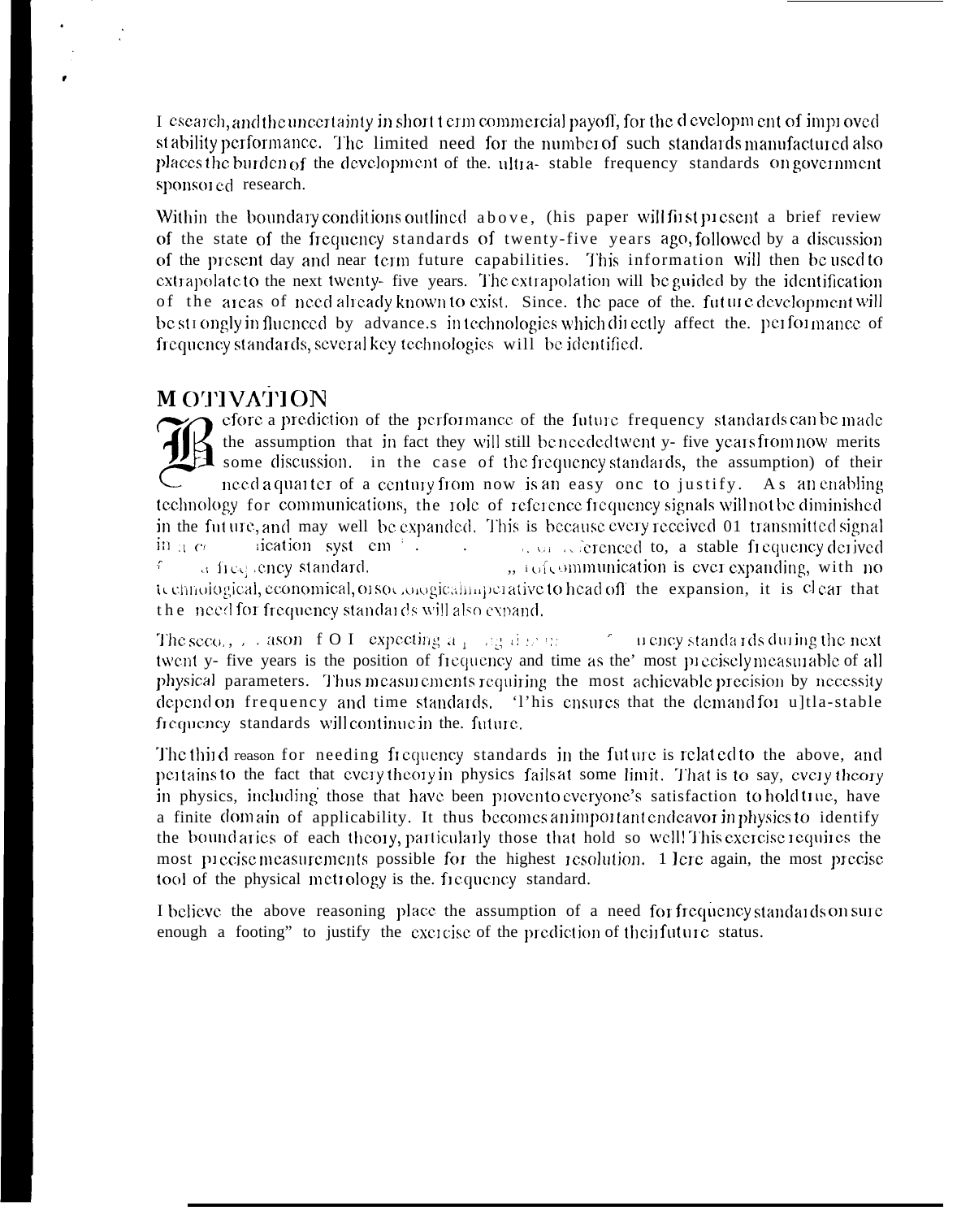research, and the uncertainty in short term commercial payoff, for the development of improved stability performance. The limited need for the number of such standards manufactured also places the burden of the development of the. ultra- stable frequency standards on government sponsored research.

Within the boundary conditions outlined above, this paper will first present a brief review of the state of the frequency standards of twenty-five years ago, followed by a discussion of the present day and near term future capabilities. This information will then be used to extrapolate to the next twenty- five years. The extrapolation will be guided by the identification of the areas of need already known to exist. Since. the pace of the. future development will be strongly influenced by advance.s in technologies which directly affect the. performance of frequency standards, several key technologies will be identified.

## MOTIVATION

Before a prediction of the performance of the future frequency standards can be made the assumption that in fact they will still be needed twent y- five years from now merits some discussion. in the case of the frequency standards, the assumption) of their need a quarter of a century from now is an easy onc to justify. As an enabling technology for communications, the role of reference frequency signals will not be diminished in the future, and may well be expanded. This is because every received or transmitted signal in a c... ication syst em ... referenced to, a stable frequency derived f... a freq.ency standard. ... of communication is ever expanding, with no technological, economical, or soc...ological imperative to head off the expansion, it is clear that the need for frequency standards will also expand.

The seco... ason for expecting a ... ... uency standards during the next twent y- five years is the position of frequency and time as the' most precisely measurable of all physical parameters. Thus measurements requiring the most achievable precision by necessity depend on frequency and time standards. 'This ensures that the demand for ultra-stable frequency standards will continue in the. future.

The third reason for needing frequency standards in the future is related to the above, and pertains to the fact that every theory in physics fails at some limit. That is to say, every theory in physics, including those that have been proven to everyone's satisfaction to hold true, have a finite domain of applicability. It thus becomes an important endeavor in physics to identify the boundaries of each theory, particularly those that hold so well! This exercise requires the most precise measurements possible for the highest resolution. Here again, the most precise tool of the physical metrology is the. frequency standard.

I believe the above reasoning place the assumption of a need for frequency standards on sure enough a footing" to justify the exercise of the prediction of their future status.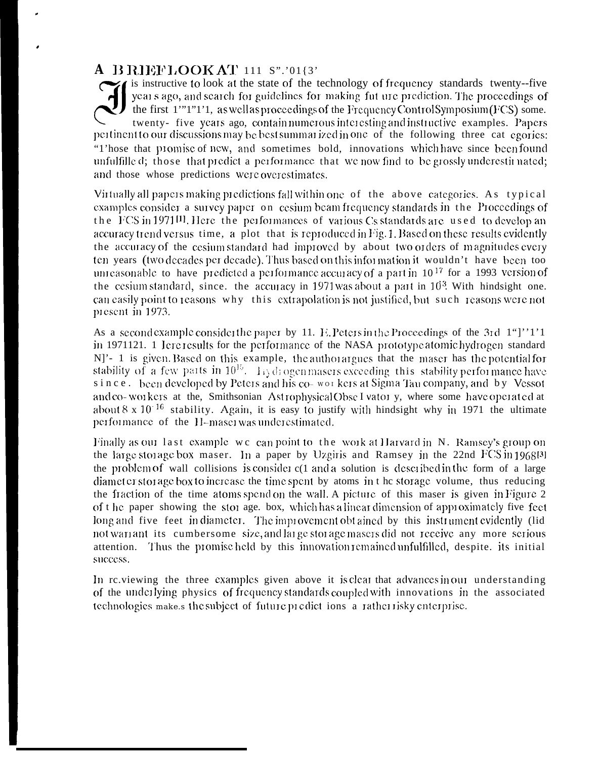## A BRIEF LOOK AT 111 S".'01{3'

It is instructive to look at the state of the technology of frequency standards twenty--five years ago, and search for guidelines for making future prediction. The proceedings of the first 1'"1"1'1, as well as proceedings of the Frequency Control Symposium (FCS) some. twenty- five years ago, contain numerous interesting and instructive examples. Papers pertinent to our discussions may be best summarized in one of the following three categories: "Those that promise of new, and sometimes bold, innovations which have since been found unfulfilled; those that predict a performance that we now find to be grossly underestimated; and those whose predictions were overestimates.

Virtually all papers making predictions fall within one of the above categories. As typical examples consider a survey paper on cesium beam frequency standards in the Proceedings of the FCS in 1971[1]. Here the performances of various Cs standards are used to develop an accuracy trend versus time, a plot that is reproduced in Fig. 1. Based on these results evidently the accuracy of the cesium standard had improved by about two orders of magnitudes every ten years (two decades per decade). Thus based on this information it wouldn't have been too unreasonable to have predicted a performance accuracy of a part in $10^{17}$ for a 1993 version of the cesium standard, since. the accuracy in 1971 was about a part in $10^{3}$. With hindsight one. can easily point to reasons why this extrapolation is not justified, but such reasons were not present in 1973.

As a second example consider the paper by 11. E. Peters in the Proceedings of the 3rd 1"]''1'1 in 1971[2]. Here results for the performance of the NASA prototype atomic hydrogen standard NP- 1 is given. Based on this example, the author argues that the maser has the potential for stability of a few parts in $10^{15}$. Hydrogen masers exceeding this stability performance have since. been developed by Peters and his co- workers at Sigma Tau company, and by Vessot and co-workers at the, Smithsonian Astrophysical Observatory, where some have operated at about $8 \times 10^{-16}$ stability. Again, it is easy to justify with hindsight why in 1971 the ultimate performance of the H-maser was underestimated.

Finally as our last example we can point to the work at Harvard in N. Ramsey's group on the large storage box maser. In a paper by Uzgiris and Ramsey in the 22nd FCS in 1968[3] the problem of wall collisions is considered and a solution is described in the form of a large diameter storage box to increase the time spent by atoms in the storage volume, thus reducing the fraction of the time atoms spend on the wall. A picture of this maser is given in Figure 2 of the paper showing the storage. box, which has a linear dimension of approximately five feet long and five feet in diameter. The improvement obtained by this instrument evidently did not warrant its cumbersome size, and large storage masers did not receive any more serious attention. Thus the promise held by this innovation remained unfulfilled, despite. its initial success.

In reviewing the three examples given above it is clear that advances in our understanding of the underlying physics of frequency standards coupled with innovations in the associated technologies makes the subject of future predictions a rather risky enterprise.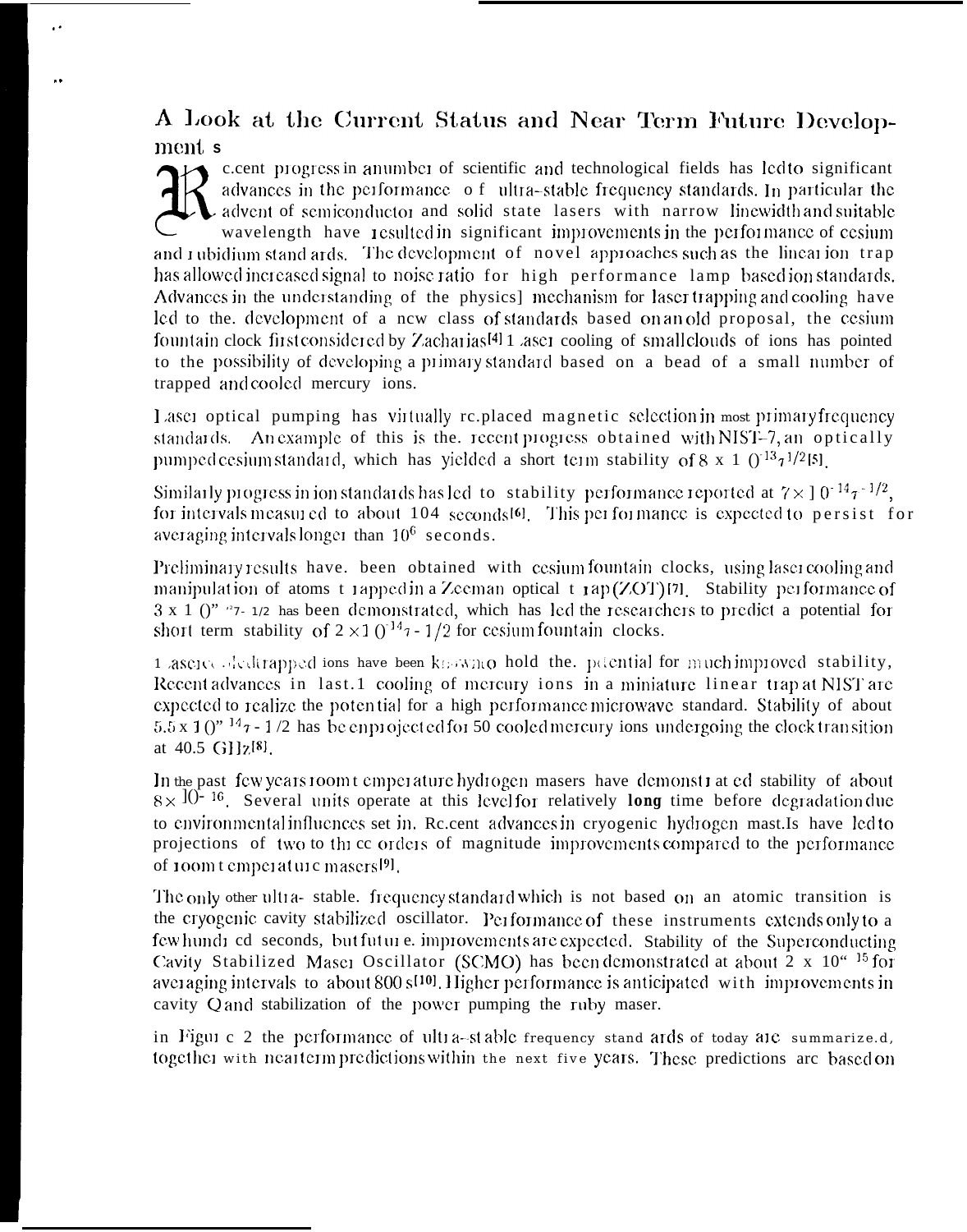## A Look at the Current Status and Near Term Future Developments

Recent progress in a number of scientific and technological fields has led to significant advances in the performance of ultra-stable frequency standards. In particular the advent of semiconductor and solid state lasers with narrow linewidth and suitable wavelength have resulted in significant improvements in the performance of cesium and rubidium standards. The development of novel approaches such as the linear ion trap has allowed increased signal to noise ratio for high performance lamp based ion standards. Advances in the understanding of the physical mechanism for laser trapping and cooling have led to the development of a new class of standards based on an old proposal, the cesium fountain clock first considered by Zacharias[4]. Laser cooling of small clouds of ions has pointed to the possibility of developing a primary standard based on a bead of a small number of trapped and cooled mercury ions.

Laser optical pumping has virtually replaced magnetic selection in most primary frequency standards. An example of this is the recent progress obtained with NIST-7, an optically pumped cesium standard, which has yielded a short term stability of $8 \times 10^{-13}\tau^{1/2}$[5].

Similarly progress in ion standards has led to stability performance reported at $7 \times 10^{-14}\tau^{-1/2}$, for intervals measured to about 104 seconds[6]. This performance is expected to persist for averaging intervals longer than $10^6$ seconds.

Preliminary results have been obtained with cesium fountain clocks, using laser cooling and manipulation of atoms trapped in a Zeeman optical trap (ZOT)[7]. Stability performance of $3 \times 10^{-13}\tau^{-1/2}$ has been demonstrated, which has led the researchers to predict a potential for short term stability of $2 \times 10^{-14}\tau^{-1/2}$ for cesium fountain clocks.

Laser cooled trapped ions have been known to hold the potential for much improved stability. Recent advances in laser cooling of mercury ions in a miniature linear trap at NIST are expected to realize the potential for a high performance microwave standard. Stability of about $5.5 \times 10^{-14}\tau^{-1/2}$ has been projected for 50 cooled mercury ions undergoing the clock transition at 40.5 GHz[8].

In the past few years room temperature hydrogen masers have demonstrated stability of about $8 \times 10^{-16}$. Several units operate at this level for relatively **long** time before degradation due to environmental influences set in. Recent advances in cryogenic hydrogen masers have led to projections of two to three orders of magnitude improvements compared to the performance of room temperature masers[9].

The only other ultra-stable frequency standard which is not based on an atomic transition is the cryogenic cavity stabilized oscillator. Performance of these instruments extends only to a few hundred seconds, but future improvements are expected. Stability of the Superconducting Cavity Stabilized Maser Oscillator (SCMO) has been demonstrated at about $2 \times 10^{-15}$ for averaging intervals to about 800 s[10]. Higher performance is anticipated with improvements in cavity Q and stabilization of the power pumping the ruby maser.

in Figure 2 the performance of ultra-stable frequency standards of today are summarized, together with near term predictions within the next five years. These predictions are based on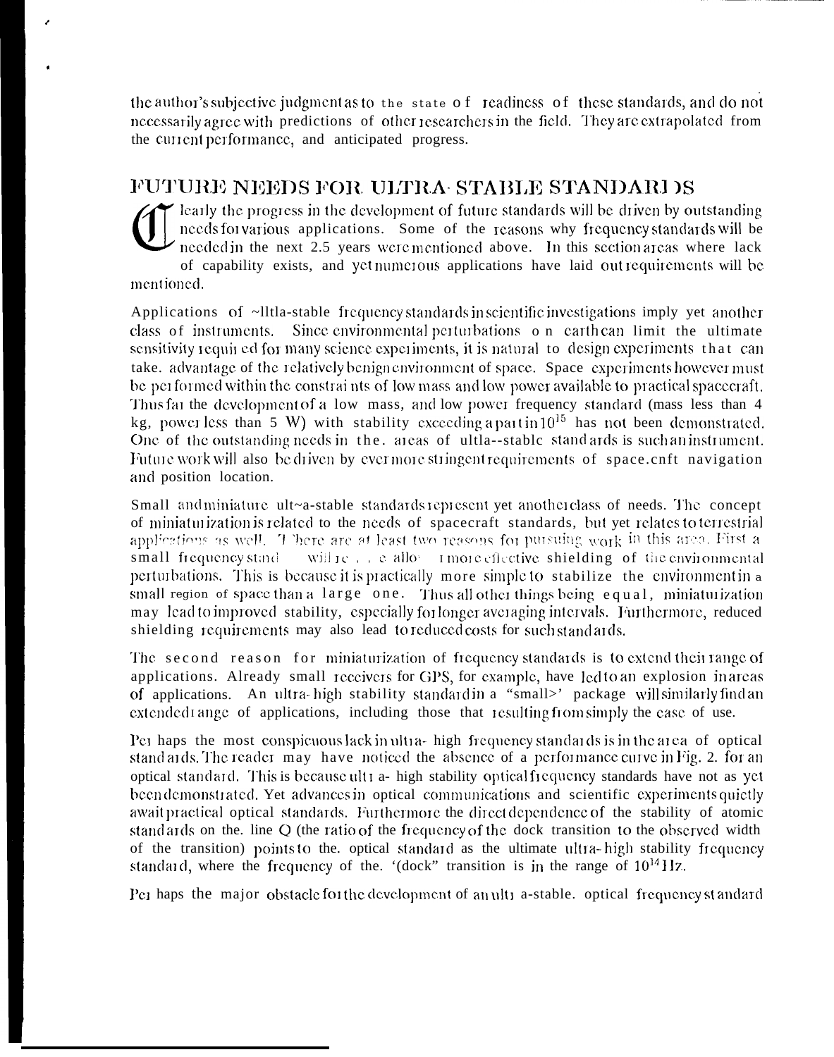the author's subjective judgment as to the state of readiness of these standards, and do not necessarily agree with predictions of other researchers in the field. They are extrapolated from the current performance, and anticipated progress.

## FUTURE NEEDS FOR ULTRA-STABLE STANDARDS

Clearly the progress in the development of future standards will be driven by outstanding needs for various applications. Some of the reasons why frequency standards will be needed in the next 2.5 years were mentioned above. In this section areas where lack of capability exists, and yet numerous applications have laid out requirements will be mentioned.

Applications of ultra-stable frequency standards in scientific investigations imply yet another class of instruments. Since environmental perturbations on earth can limit the ultimate sensitivity required for many science experiments, it is natural to design experiments that can take advantage of the relatively benign environment of space. Space experiments however must be performed within the constraints of low mass and low power available to practical spacecraft. Thus far the development of a low mass, and low power frequency standard (mass less than 4 kg, power less than 5 W) with stability exceeding a part in $10^{15}$ has not been demonstrated. One of the outstanding needs in the areas of ultra-stable standards is such an instrument. Future work will also be driven by ever more stringent requirements of spacecraft navigation and position location.

Small and miniature ultra-stable standards represent yet another class of needs. The concept of miniaturization is related to the needs of spacecraft standards, but yet relates to terrestrial applications as well. There are at least two reasons for pursuing work in this area. First a small frequency standard will re... e allow more effective shielding of the environmental perturbations. This is because it is practically more simple to stabilize the environment in a small region of space than a large one. Thus all other things being equal, miniaturization may lead to improved stability, especially for longer averaging intervals. Furthermore, reduced shielding requirements may also lead to reduced costs for such standards.

The second reason for miniaturization of frequency standards is to extend their range of applications. Already small receivers for GPS, for example, have led to an explosion in areas of applications. An ultra-high stability standard in a "small>' package will similarly find an extended range of applications, including those that resulting from simply the ease of use.

Perhaps the most conspicuous lack in ultra-high frequency standards is in the area of optical standards. The reader may have noticed the absence of a performance curve in Fig. 2. for an optical standard. This is because ultra-high stability optical frequency standards have not as yet been demonstrated. Yet advances in optical communications and scientific experiments quietly await practical optical standards. Furthermore the direct dependence of the stability of atomic standards on the line Q (the ratio of the frequency of the clock transition to the observed width of the transition) points to the. optical standard as the ultimate ultra-high stability frequency standard, where the frequency of the. "clock" transition is in the range of $10^{14}$ Hz.

Perhaps the major obstacle for the development of an ultra-stable. optical frequency standard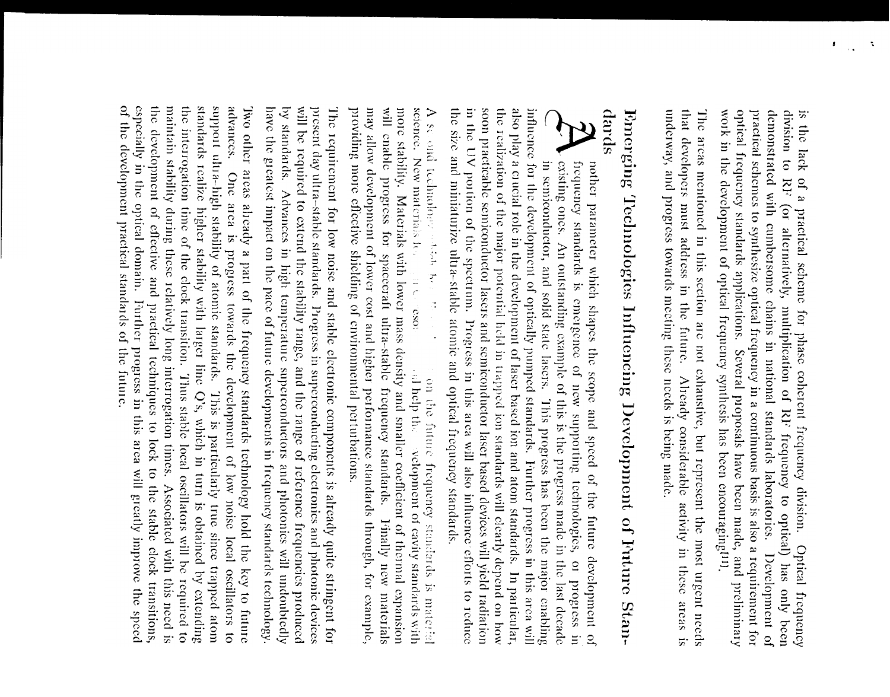is the lack of a practical scheme for phase coherent frequency division. Optical frequency division to RF (or alternatively, multiplication of RF frequency to optical) has only been demonstrated with cumbersome chains in national standards laboratories. Development of practical schemes to synthesize optical frequency in a continuous basis is also a requirement for optical frequency standards applications. Several proposals have been made, and preliminary work in the development of optical frequency synthesis has been encouraging[11].

The areas mentioned in this section are not exhaustive, but represent the most urgent needs that developers must address in the future. Already considerable activity in these areas is underway, and progress towards meeting these needs is being made.

# Emerging Technologies Influencing Development of Future Standards

Another parameter which shapes the scope and speed of the future development of frequency standards is emergence of new supporting technologies, or progress in existing ones. An outstanding example of this is the progress made in the last decade in semiconductor, and solid state lasers. This progress has been the major enabling influence for the development of optically pumped standards. Further progress in this area will also play a crucial role in the development of laser based ion and atom standards. In particular, the realization of the major potential held in trapped ion standards will clearly depend on how soon practicable semiconductor lasers and semiconductor laser based devices will yield radiation in the UV portion of the spectrum. Progress in this area will also influence efforts to reduce the size and miniaturize ultra-stable atomic and optical frequency standards.

A second technology which has a major impact on the future frequency standards is material science. New materials for cavity resonators will help the development of cavity standards with more stability. Materials with lower mass density and smaller coefficient of thermal expansion will enable progress for spacecraft ultra-stable frequency standards. Finally new materials may allow development of lower cost and higher performance standards through, for example, providing more effective shielding of environmental perturbations.

The requirement for low noise and stable electronic components is already quite stringent for present day ultra-stable standards. Progress in superconducting electronics and photonic devices will be required to extend the stability range, and the range of reference frequencies produced by standards. Advances in high temperature superconductors and photonics will undoubtedly have the greatest impact on the pace of future developments in frequency standards technology.

Two other areas already a part of the frequency standards technology hold the key to future advances. One area is progress towards the development of low noise local oscillators to support ultra-high stability of atomic standards. This is particularly true since trapped atom standards realize higher stability with larger line Q's, which in turn is obtained by extending the interrogation time of the clock transition. Thus stable local oscillators will be required to maintain stability during these relatively long interrogation times. Associated with this need is the development of effective and practical techniques to lock to the stable clock transitions, especially in the optical domain. Further progress in this area will greatly improve the speed of the development practical standards of the future.